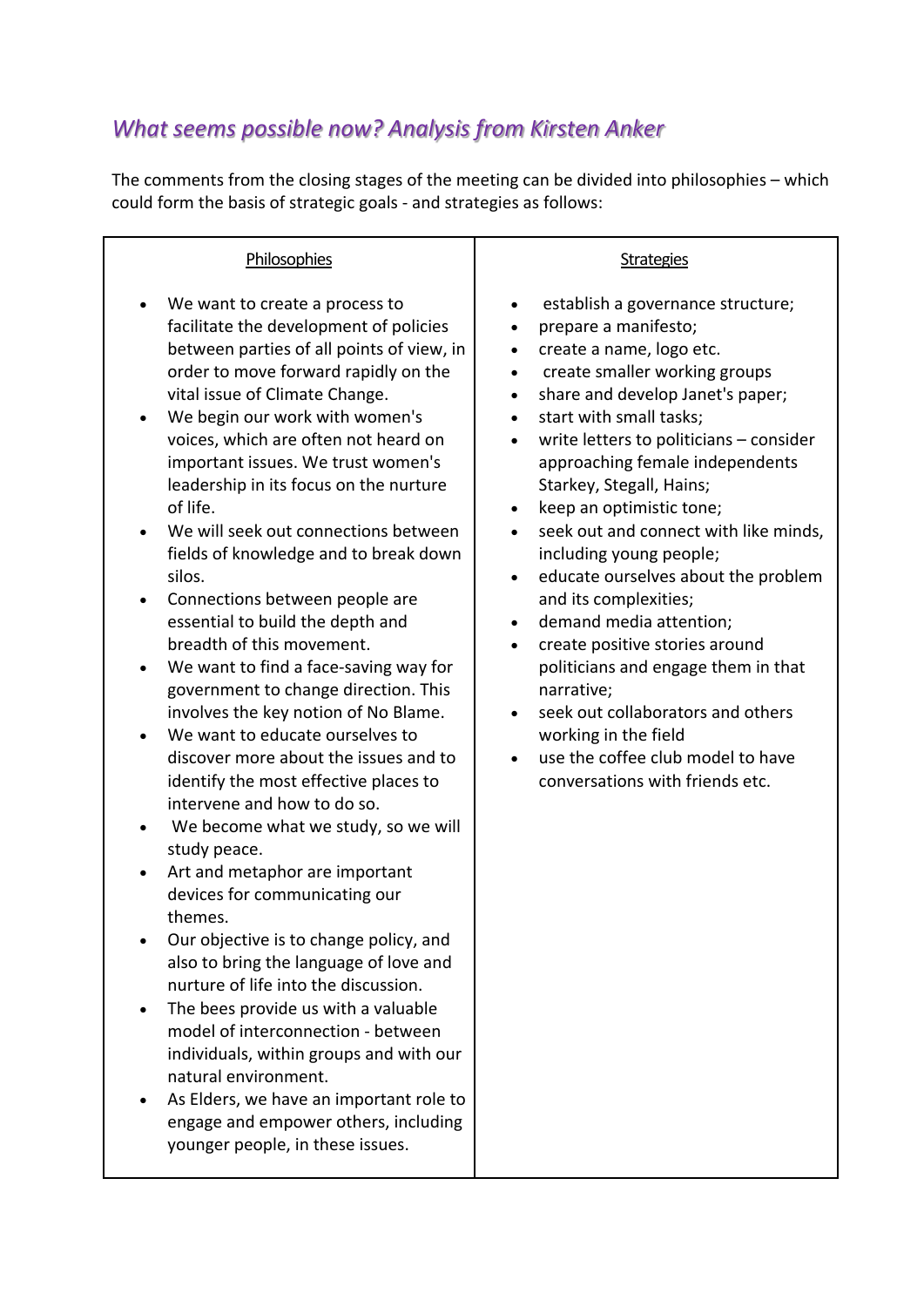## *What seems possible now? Analysis from Kirsten Anker*

The comments from the closing stages of the meeting can be divided into philosophies – which could form the basis of strategic goals - and strategies as follows:

| Philosophies | Strategies |
|---|---|
| • We want to create a process to facilitate the development of policies between parties of all points of view, in order to move forward rapidly on the vital issue of Climate Change.<br>• We begin our work with women's voices, which are often not heard on important issues. We trust women's leadership in its focus on the nurture of life.<br>• We will seek out connections between fields of knowledge and to break down silos.<br>• Connections between people are essential to build the depth and breadth of this movement.<br>• We want to find a face-saving way for government to change direction. This involves the key notion of No Blame.<br>• We want to educate ourselves to discover more about the issues and to identify the most effective places to intervene and how to do so.<br>• We become what we study, so we will study peace.<br>• Art and metaphor are important devices for communicating our themes.<br>• Our objective is to change policy, and also to bring the language of love and nurture of life into the discussion.<br>• The bees provide us with a valuable model of interconnection - between individuals, within groups and with our natural environment.<br>• As Elders, we have an important role to engage and empower others, including younger people, in these issues. | • establish a governance structure;<br>• prepare a manifesto;<br>• create a name, logo etc.<br>• create smaller working groups<br>• share and develop Janet's paper;<br>• start with small tasks;<br>• write letters to politicians – consider approaching female independents Starkey, Stegall, Hains;<br>• keep an optimistic tone;<br>• seek out and connect with like minds, including young people;<br>• educate ourselves about the problem and its complexities;<br>• demand media attention;<br>• create positive stories around politicians and engage them in that narrative;<br>• seek out collaborators and others working in the field<br>• use the coffee club model to have conversations with friends etc. |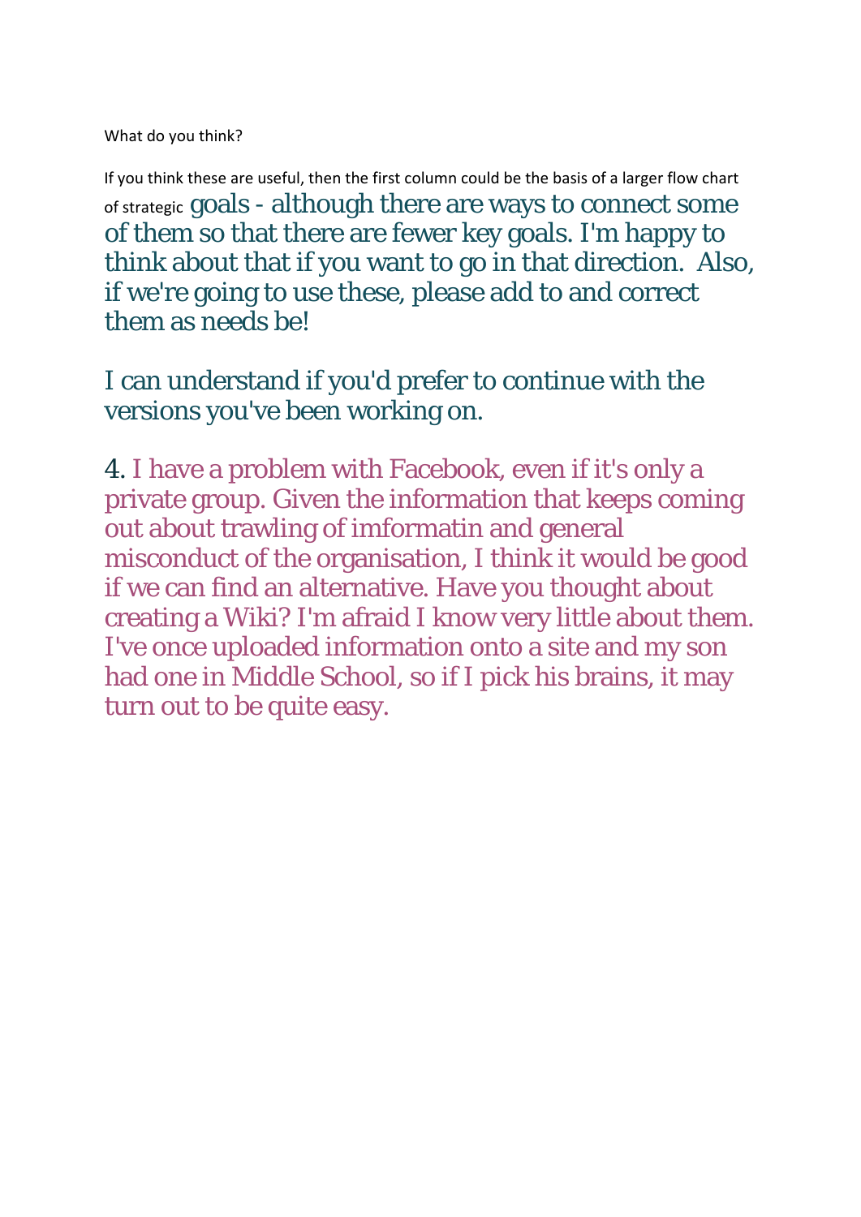What do you think?

If you think these are useful, then the first column could be the basis of a larger flow chart of strategic goals - although there are ways to connect some of them so that there are fewer key goals. I'm happy to think about that if you want to go in that direction. Also, if we're going to use these, please add to and correct them as needs be!

I can understand if you'd prefer to continue with the versions you've been working on.

4. I have a problem with Facebook, even if it's only a private group. Given the information that keeps coming out about trawling of imformatin and general misconduct of the organisation, I think it would be good if we can find an alternative. Have you thought about creating a Wiki? I'm afraid I know very little about them. I've once uploaded information onto a site and my son had one in Middle School, so if I pick his brains, it may turn out to be quite easy.